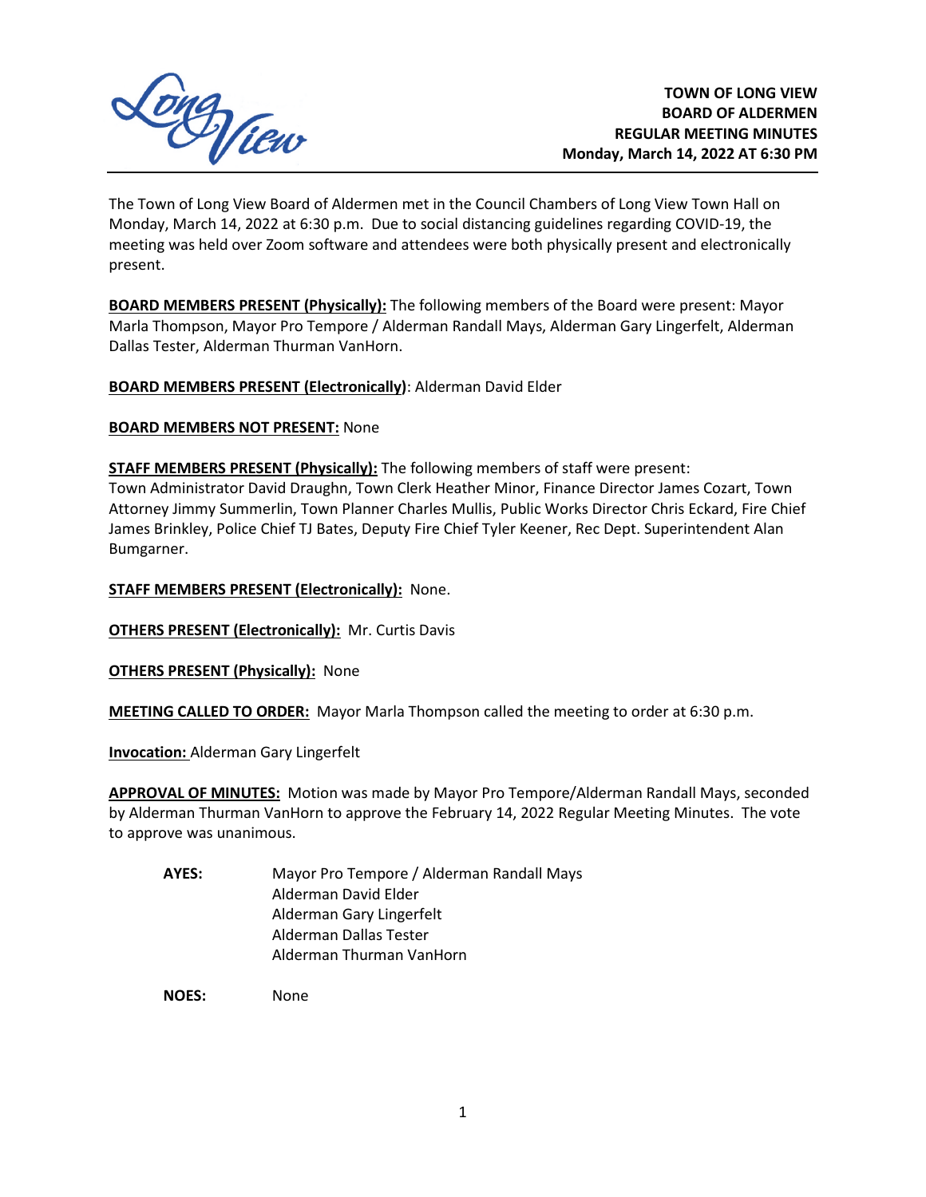**TOWN OF LONG VIEW**
**BOARD OF ALDERMEN**
**REGULAR MEETING MINUTES**
**Monday, March 14, 2022 AT 6:30 PM**

The Town of Long View Board of Aldermen met in the Council Chambers of Long View Town Hall on Monday, March 14, 2022 at 6:30 p.m. Due to social distancing guidelines regarding COVID-19, the meeting was held over Zoom software and attendees were both physically present and electronically present.

**BOARD MEMBERS PRESENT (Physically):** The following members of the Board were present: Mayor Marla Thompson, Mayor Pro Tempore / Alderman Randall Mays, Alderman Gary Lingerfelt, Alderman Dallas Tester, Alderman Thurman VanHorn.

**BOARD MEMBERS PRESENT (Electronically)**: Alderman David Elder

**BOARD MEMBERS NOT PRESENT:** None

**STAFF MEMBERS PRESENT (Physically):** The following members of staff were present: Town Administrator David Draughn, Town Clerk Heather Minor, Finance Director James Cozart, Town Attorney Jimmy Summerlin, Town Planner Charles Mullis, Public Works Director Chris Eckard, Fire Chief James Brinkley, Police Chief TJ Bates, Deputy Fire Chief Tyler Keener, Rec Dept. Superintendent Alan Bumgarner.

**STAFF MEMBERS PRESENT (Electronically):** None.

**OTHERS PRESENT (Electronically):** Mr. Curtis Davis

**OTHERS PRESENT (Physically):** None

**MEETING CALLED TO ORDER:** Mayor Marla Thompson called the meeting to order at 6:30 p.m.

**Invocation:** Alderman Gary Lingerfelt

**APPROVAL OF MINUTES:** Motion was made by Mayor Pro Tempore/Alderman Randall Mays, seconded by Alderman Thurman VanHorn to approve the February 14, 2022 Regular Meeting Minutes. The vote to approve was unanimous.

**AYES:** Mayor Pro Tempore / Alderman Randall Mays
Alderman David Elder
Alderman Gary Lingerfelt
Alderman Dallas Tester
Alderman Thurman VanHorn

**NOES:** None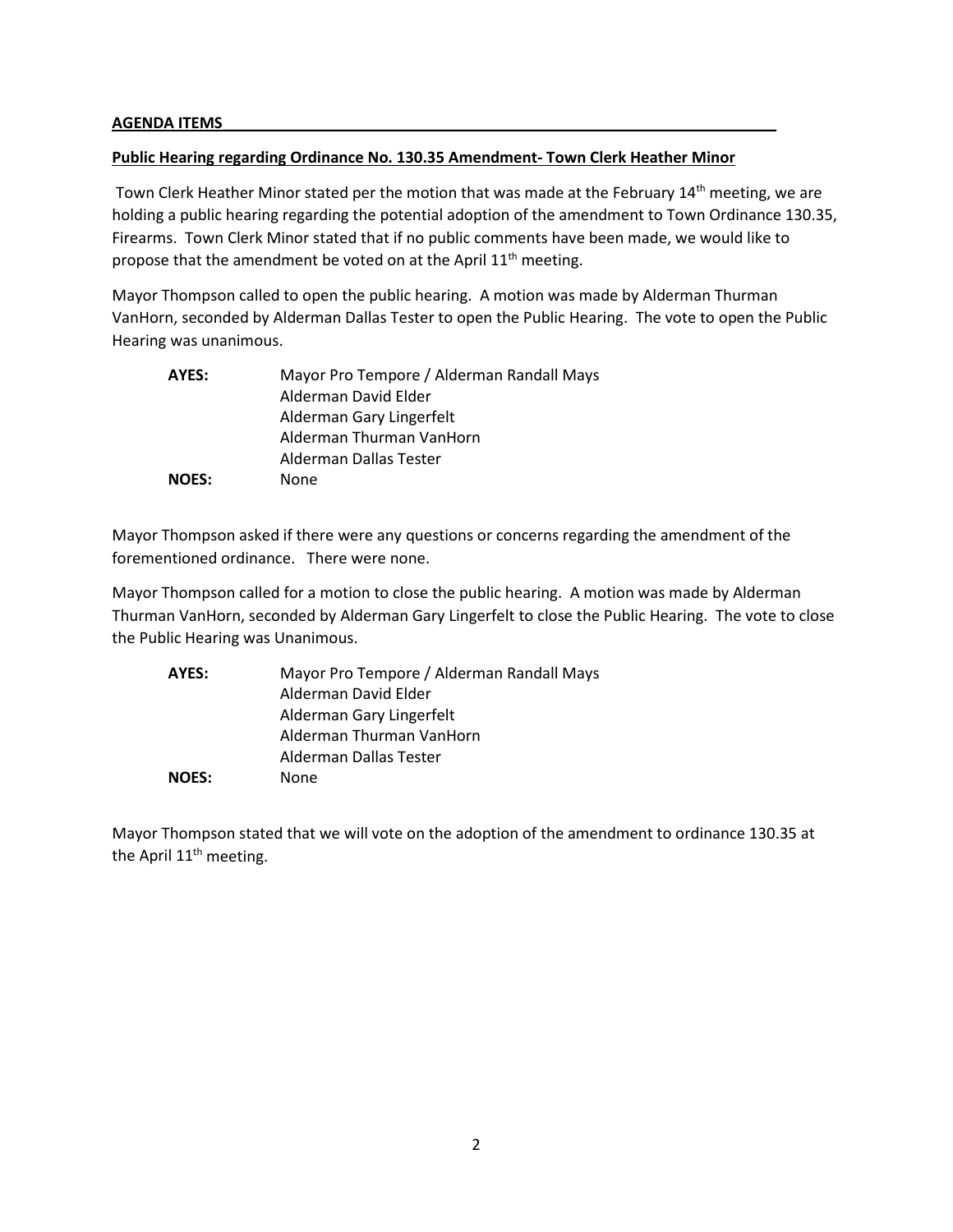**AGENDA ITEMS**

**Public Hearing regarding Ordinance No. 130.35 Amendment- Town Clerk Heather Minor**

Town Clerk Heather Minor stated per the motion that was made at the February 14th meeting, we are holding a public hearing regarding the potential adoption of the amendment to Town Ordinance 130.35, Firearms. Town Clerk Minor stated that if no public comments have been made, we would like to propose that the amendment be voted on at the April 11th meeting.

Mayor Thompson called to open the public hearing. A motion was made by Alderman Thurman VanHorn, seconded by Alderman Dallas Tester to open the Public Hearing. The vote to open the Public Hearing was unanimous.

**AYES:** Mayor Pro Tempore / Alderman Randall Mays
Alderman David Elder
Alderman Gary Lingerfelt
Alderman Thurman VanHorn
Alderman Dallas Tester

**NOES:** None

Mayor Thompson asked if there were any questions or concerns regarding the amendment of the forementioned ordinance. There were none.

Mayor Thompson called for a motion to close the public hearing. A motion was made by Alderman Thurman VanHorn, seconded by Alderman Gary Lingerfelt to close the Public Hearing. The vote to close the Public Hearing was Unanimous.

**AYES:** Mayor Pro Tempore / Alderman Randall Mays
Alderman David Elder
Alderman Gary Lingerfelt
Alderman Thurman VanHorn
Alderman Dallas Tester

**NOES:** None

Mayor Thompson stated that we will vote on the adoption of the amendment to ordinance 130.35 at the April 11th meeting.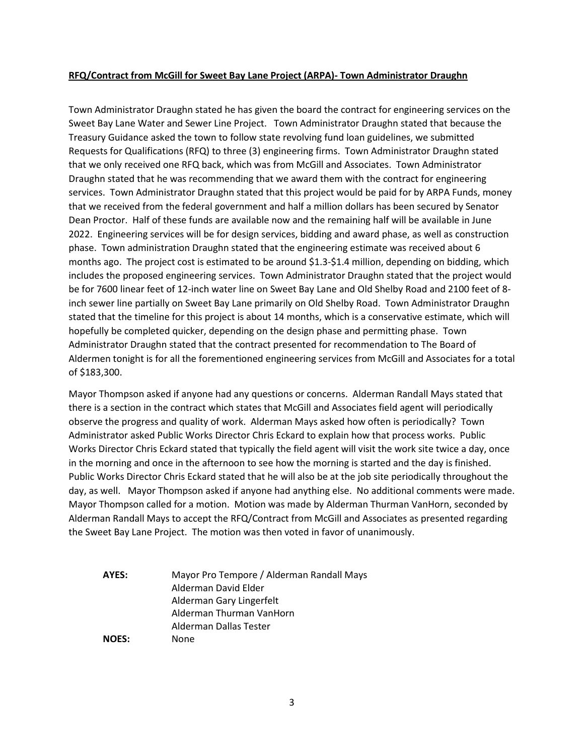**RFQ/Contract from McGill for Sweet Bay Lane Project (ARPA)- Town Administrator Draughn**

Town Administrator Draughn stated he has given the board the contract for engineering services on the Sweet Bay Lane Water and Sewer Line Project. Town Administrator Draughn stated that because the Treasury Guidance asked the town to follow state revolving fund loan guidelines, we submitted Requests for Qualifications (RFQ) to three (3) engineering firms. Town Administrator Draughn stated that we only received one RFQ back, which was from McGill and Associates. Town Administrator Draughn stated that he was recommending that we award them with the contract for engineering services. Town Administrator Draughn stated that this project would be paid for by ARPA Funds, money that we received from the federal government and half a million dollars has been secured by Senator Dean Proctor. Half of these funds are available now and the remaining half will be available in June 2022. Engineering services will be for design services, bidding and award phase, as well as construction phase. Town administration Draughn stated that the engineering estimate was received about 6 months ago. The project cost is estimated to be around $1.3-$1.4 million, depending on bidding, which includes the proposed engineering services. Town Administrator Draughn stated that the project would be for 7600 linear feet of 12-inch water line on Sweet Bay Lane and Old Shelby Road and 2100 feet of 8-inch sewer line partially on Sweet Bay Lane primarily on Old Shelby Road. Town Administrator Draughn stated that the timeline for this project is about 14 months, which is a conservative estimate, which will hopefully be completed quicker, depending on the design phase and permitting phase. Town Administrator Draughn stated that the contract presented for recommendation to The Board of Aldermen tonight is for all the forementioned engineering services from McGill and Associates for a total of $183,300.

Mayor Thompson asked if anyone had any questions or concerns. Alderman Randall Mays stated that there is a section in the contract which states that McGill and Associates field agent will periodically observe the progress and quality of work. Alderman Mays asked how often is periodically? Town Administrator asked Public Works Director Chris Eckard to explain how that process works. Public Works Director Chris Eckard stated that typically the field agent will visit the work site twice a day, once in the morning and once in the afternoon to see how the morning is started and the day is finished. Public Works Director Chris Eckard stated that he will also be at the job site periodically throughout the day, as well. Mayor Thompson asked if anyone had anything else. No additional comments were made. Mayor Thompson called for a motion. Motion was made by Alderman Thurman VanHorn, seconded by Alderman Randall Mays to accept the RFQ/Contract from McGill and Associates as presented regarding the Sweet Bay Lane Project. The motion was then voted in favor of unanimously.

**AYES:** Mayor Pro Tempore / Alderman Randall Mays
Alderman David Elder
Alderman Gary Lingerfelt
Alderman Thurman VanHorn
Alderman Dallas Tester

**NOES:** None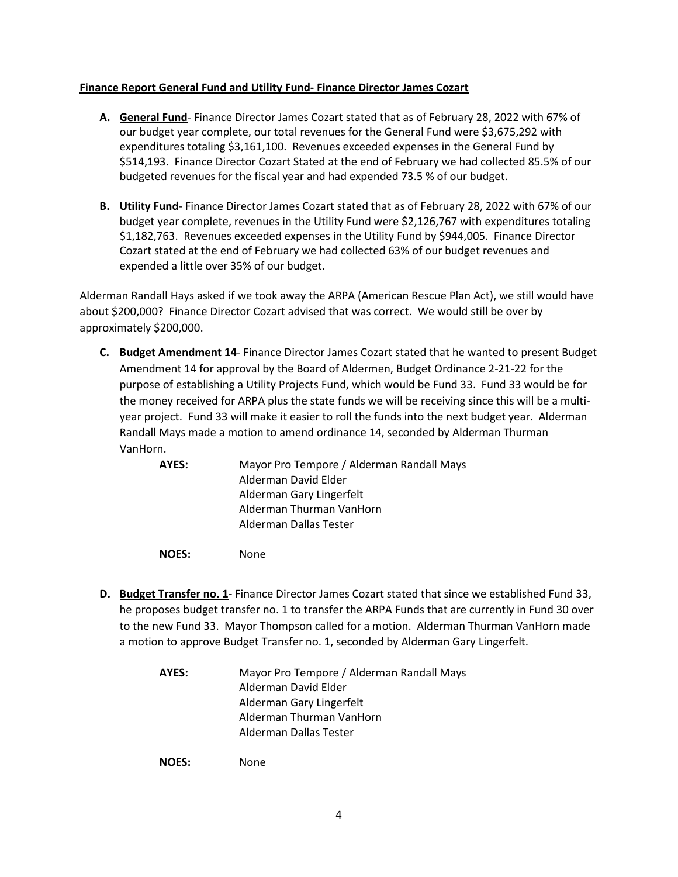**Finance Report General Fund and Utility Fund- Finance Director James Cozart**

**A. General Fund**- Finance Director James Cozart stated that as of February 28, 2022 with 67% of our budget year complete, our total revenues for the General Fund were $3,675,292 with expenditures totaling $3,161,100. Revenues exceeded expenses in the General Fund by $514,193. Finance Director Cozart Stated at the end of February we had collected 85.5% of our budgeted revenues for the fiscal year and had expended 73.5 % of our budget.

**B. Utility Fund**- Finance Director James Cozart stated that as of February 28, 2022 with 67% of our budget year complete, revenues in the Utility Fund were $2,126,767 with expenditures totaling $1,182,763. Revenues exceeded expenses in the Utility Fund by $944,005. Finance Director Cozart stated at the end of February we had collected 63% of our budget revenues and expended a little over 35% of our budget.

Alderman Randall Hays asked if we took away the ARPA (American Rescue Plan Act), we still would have about $200,000? Finance Director Cozart advised that was correct. We would still be over by approximately $200,000.

**C. Budget Amendment 14**- Finance Director James Cozart stated that he wanted to present Budget Amendment 14 for approval by the Board of Aldermen, Budget Ordinance 2-21-22 for the purpose of establishing a Utility Projects Fund, which would be Fund 33. Fund 33 would be for the money received for ARPA plus the state funds we will be receiving since this will be a multi-year project. Fund 33 will make it easier to roll the funds into the next budget year. Alderman Randall Mays made a motion to amend ordinance 14, seconded by Alderman Thurman VanHorn.

**AYES:** Mayor Pro Tempore / Alderman Randall Mays
Alderman David Elder
Alderman Gary Lingerfelt
Alderman Thurman VanHorn
Alderman Dallas Tester

**NOES:** None

**D. Budget Transfer no. 1**- Finance Director James Cozart stated that since we established Fund 33, he proposes budget transfer no. 1 to transfer the ARPA Funds that are currently in Fund 30 over to the new Fund 33. Mayor Thompson called for a motion. Alderman Thurman VanHorn made a motion to approve Budget Transfer no. 1, seconded by Alderman Gary Lingerfelt.

**AYES:** Mayor Pro Tempore / Alderman Randall Mays
Alderman David Elder
Alderman Gary Lingerfelt
Alderman Thurman VanHorn
Alderman Dallas Tester

**NOES:** None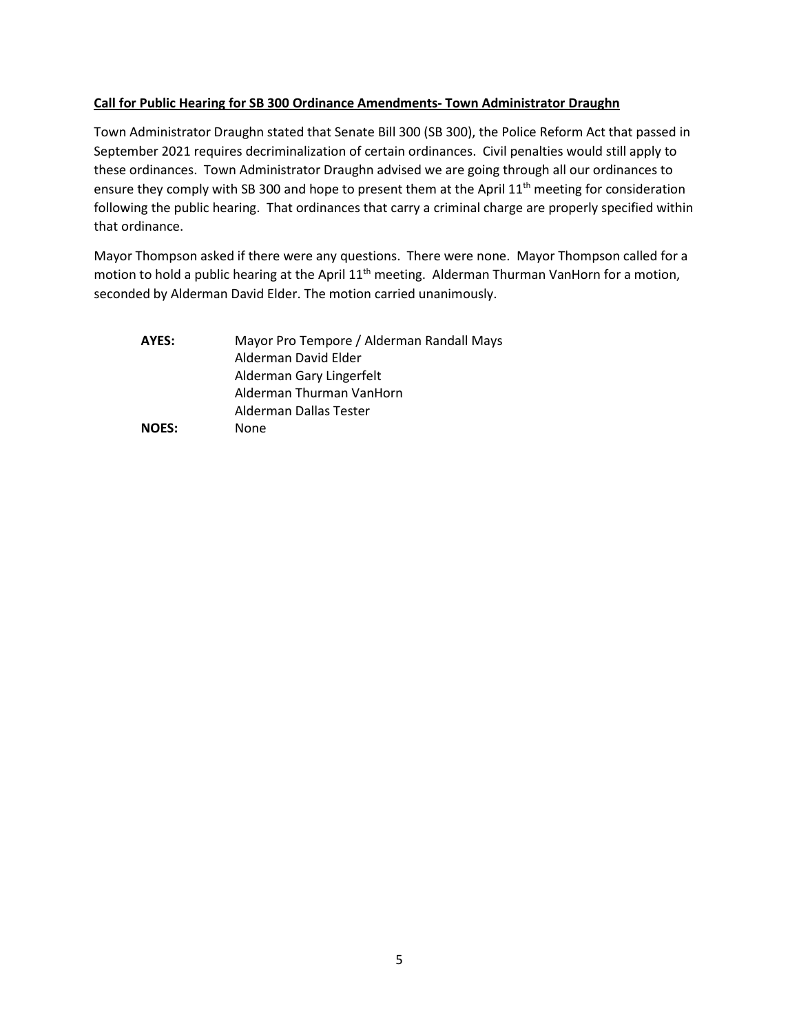**Call for Public Hearing for SB 300 Ordinance Amendments- Town Administrator Draughn**

Town Administrator Draughn stated that Senate Bill 300 (SB 300), the Police Reform Act that passed in September 2021 requires decriminalization of certain ordinances. Civil penalties would still apply to these ordinances. Town Administrator Draughn advised we are going through all our ordinances to ensure they comply with SB 300 and hope to present them at the April 11th meeting for consideration following the public hearing. That ordinances that carry a criminal charge are properly specified within that ordinance.

Mayor Thompson asked if there were any questions. There were none. Mayor Thompson called for a motion to hold a public hearing at the April 11th meeting. Alderman Thurman VanHorn for a motion, seconded by Alderman David Elder. The motion carried unanimously.

**AYES:** Mayor Pro Tempore / Alderman Randall Mays
Alderman David Elder
Alderman Gary Lingerfelt
Alderman Thurman VanHorn
Alderman Dallas Tester

**NOES:** None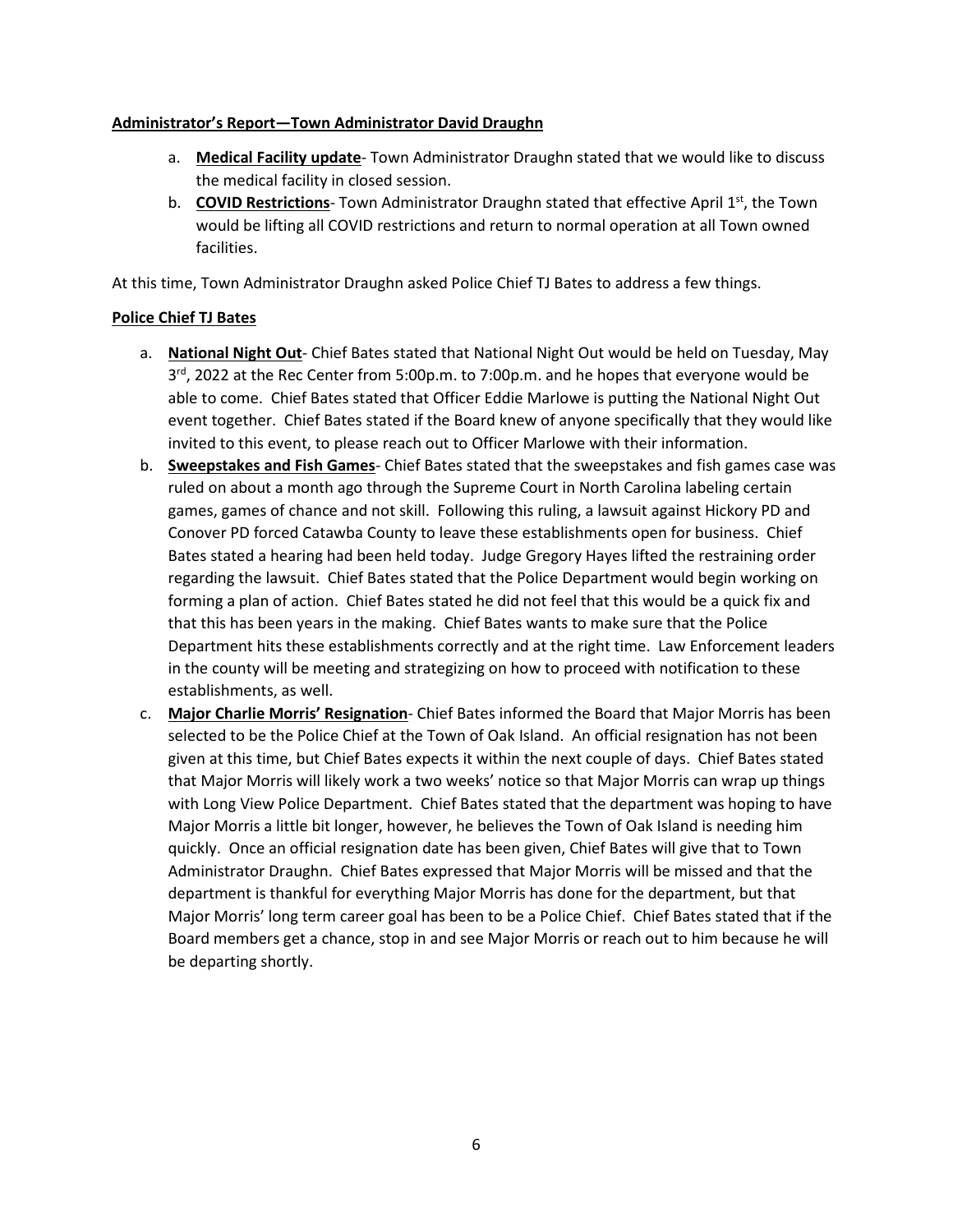**<u>Administrator's Report—Town Administrator David Draughn</u>**

a. **<u>Medical Facility update</u>**- Town Administrator Draughn stated that we would like to discuss the medical facility in closed session.
b. **<u>COVID Restrictions</u>**- Town Administrator Draughn stated that effective April 1st, the Town would be lifting all COVID restrictions and return to normal operation at all Town owned facilities.

At this time, Town Administrator Draughn asked Police Chief TJ Bates to address a few things.

**<u>Police Chief TJ Bates</u>**

a. **<u>National Night Out</u>**- Chief Bates stated that National Night Out would be held on Tuesday, May 3rd, 2022 at the Rec Center from 5:00p.m. to 7:00p.m. and he hopes that everyone would be able to come. Chief Bates stated that Officer Eddie Marlowe is putting the National Night Out event together. Chief Bates stated if the Board knew of anyone specifically that they would like invited to this event, to please reach out to Officer Marlowe with their information.
b. **<u>Sweepstakes and Fish Games</u>**- Chief Bates stated that the sweepstakes and fish games case was ruled on about a month ago through the Supreme Court in North Carolina labeling certain games, games of chance and not skill. Following this ruling, a lawsuit against Hickory PD and Conover PD forced Catawba County to leave these establishments open for business. Chief Bates stated a hearing had been held today. Judge Gregory Hayes lifted the restraining order regarding the lawsuit. Chief Bates stated that the Police Department would begin working on forming a plan of action. Chief Bates stated he did not feel that this would be a quick fix and that this has been years in the making. Chief Bates wants to make sure that the Police Department hits these establishments correctly and at the right time. Law Enforcement leaders in the county will be meeting and strategizing on how to proceed with notification to these establishments, as well.
c. **<u>Major Charlie Morris' Resignation</u>**- Chief Bates informed the Board that Major Morris has been selected to be the Police Chief at the Town of Oak Island. An official resignation has not been given at this time, but Chief Bates expects it within the next couple of days. Chief Bates stated that Major Morris will likely work a two weeks' notice so that Major Morris can wrap up things with Long View Police Department. Chief Bates stated that the department was hoping to have Major Morris a little bit longer, however, he believes the Town of Oak Island is needing him quickly. Once an official resignation date has been given, Chief Bates will give that to Town Administrator Draughn. Chief Bates expressed that Major Morris will be missed and that the department is thankful for everything Major Morris has done for the department, but that Major Morris' long term career goal has been to be a Police Chief. Chief Bates stated that if the Board members get a chance, stop in and see Major Morris or reach out to him because he will be departing shortly.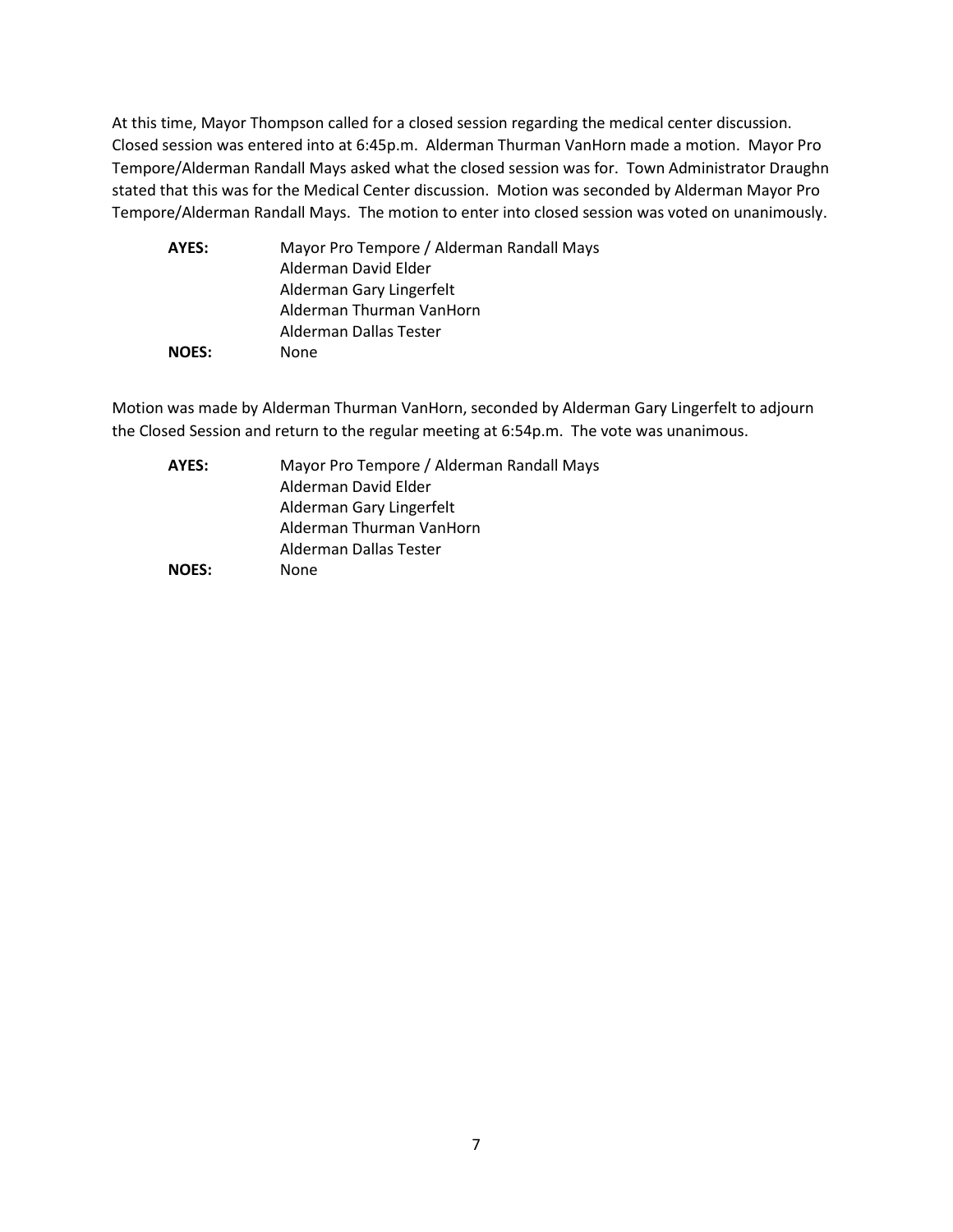At this time, Mayor Thompson called for a closed session regarding the medical center discussion. Closed session was entered into at 6:45p.m. Alderman Thurman VanHorn made a motion. Mayor Pro Tempore/Alderman Randall Mays asked what the closed session was for. Town Administrator Draughn stated that this was for the Medical Center discussion. Motion was seconded by Alderman Mayor Pro Tempore/Alderman Randall Mays. The motion to enter into closed session was voted on unanimously.

| | |
|---|---|
| **AYES:** | Mayor Pro Tempore / Alderman Randall Mays |
| | Alderman David Elder |
| | Alderman Gary Lingerfelt |
| | Alderman Thurman VanHorn |
| | Alderman Dallas Tester |
| **NOES:** | None |

Motion was made by Alderman Thurman VanHorn, seconded by Alderman Gary Lingerfelt to adjourn the Closed Session and return to the regular meeting at 6:54p.m. The vote was unanimous.

| | |
|---|---|
| **AYES:** | Mayor Pro Tempore / Alderman Randall Mays |
| | Alderman David Elder |
| | Alderman Gary Lingerfelt |
| | Alderman Thurman VanHorn |
| | Alderman Dallas Tester |
| **NOES:** | None |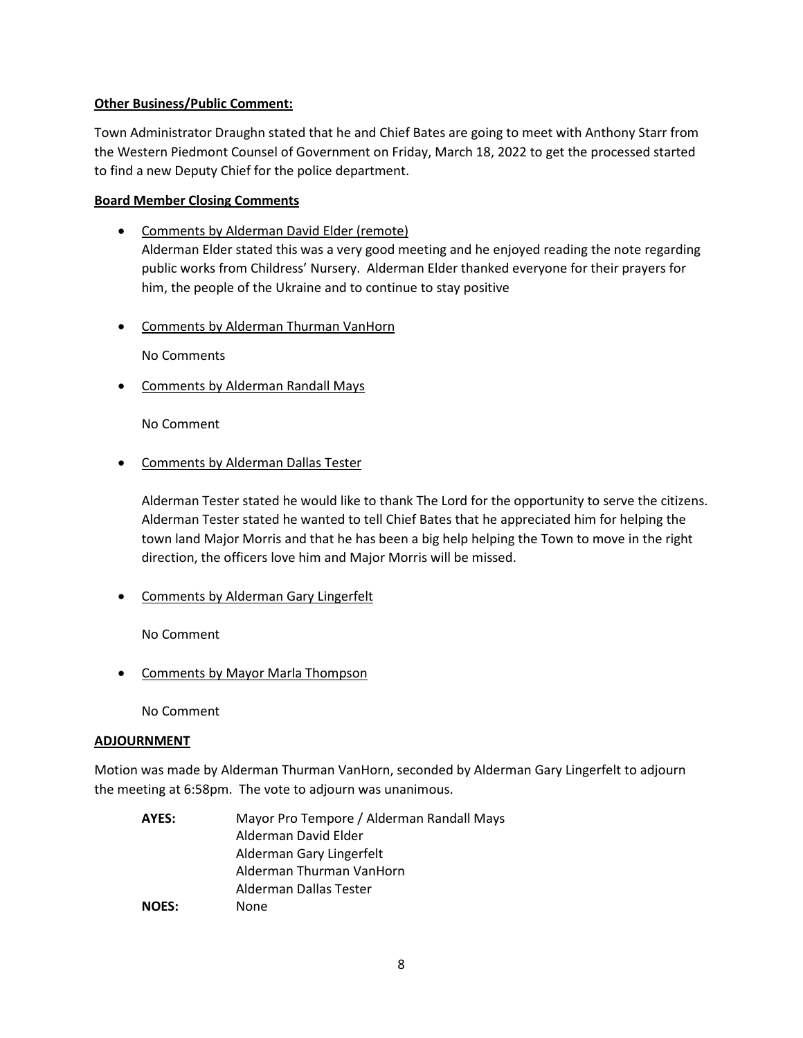**Other Business/Public Comment:**

Town Administrator Draughn stated that he and Chief Bates are going to meet with Anthony Starr from the Western Piedmont Counsel of Government on Friday, March 18, 2022 to get the processed started to find a new Deputy Chief for the police department.

**Board Member Closing Comments**

- Comments by Alderman David Elder (remote)
  Alderman Elder stated this was a very good meeting and he enjoyed reading the note regarding public works from Childress' Nursery. Alderman Elder thanked everyone for their prayers for him, the people of the Ukraine and to continue to stay positive

- Comments by Alderman Thurman VanHorn

  No Comments

- Comments by Alderman Randall Mays

  No Comment

- Comments by Alderman Dallas Tester

  Alderman Tester stated he would like to thank The Lord for the opportunity to serve the citizens. Alderman Tester stated he wanted to tell Chief Bates that he appreciated him for helping the town land Major Morris and that he has been a big help helping the Town to move in the right direction, the officers love him and Major Morris will be missed.

- Comments by Alderman Gary Lingerfelt

  No Comment

- Comments by Mayor Marla Thompson

  No Comment

**ADJOURNMENT**

Motion was made by Alderman Thurman VanHorn, seconded by Alderman Gary Lingerfelt to adjourn the meeting at 6:58pm. The vote to adjourn was unanimous.

**AYES:** Mayor Pro Tempore / Alderman Randall Mays
Alderman David Elder
Alderman Gary Lingerfelt
Alderman Thurman VanHorn
Alderman Dallas Tester

**NOES:** None